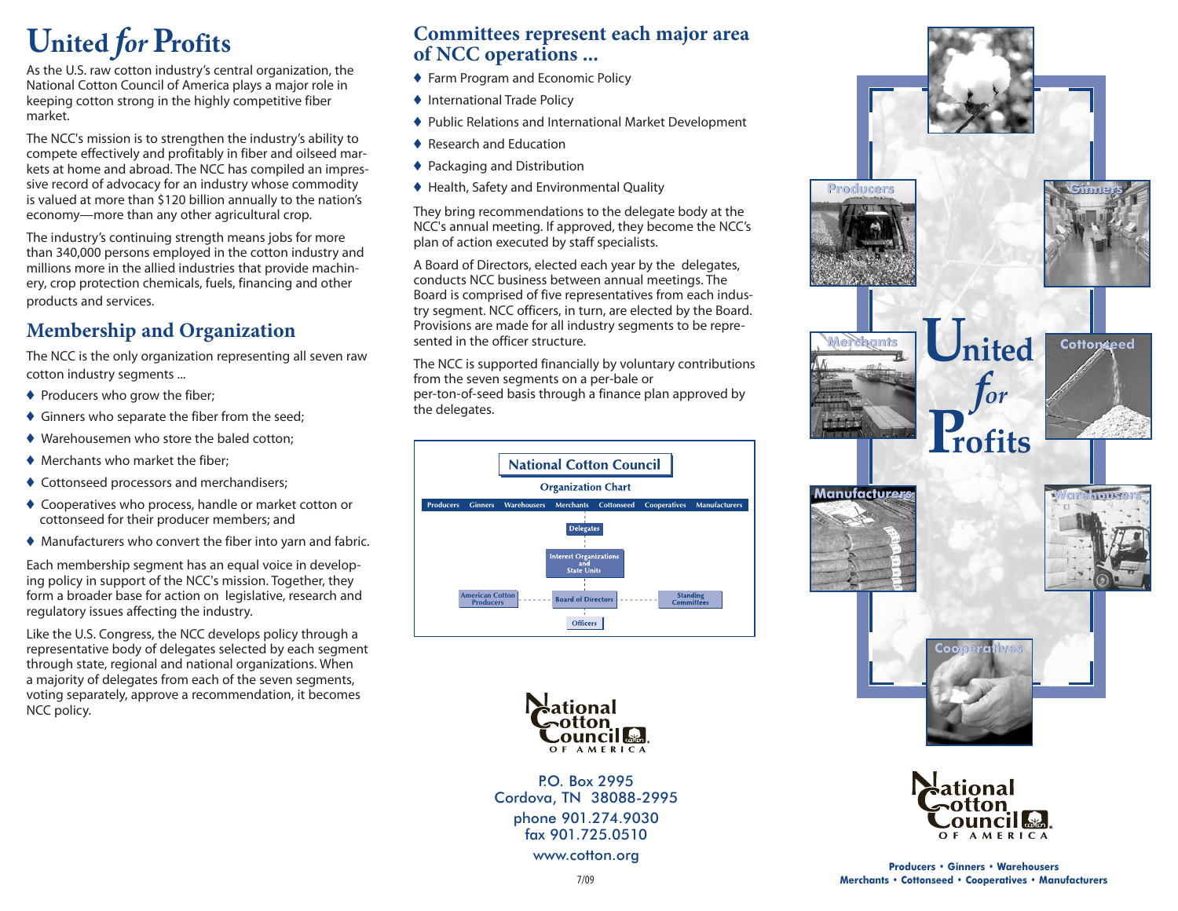# United *for* Profits

As the U.S. raw cotton industry's central organization, the National Cotton Council of America plays a major role in keeping cotton strong in the highly competitive fiber market.

The NCC's mission is to strengthen the industry's ability to compete effectively and profitably in fiber and oilseed markets at home and abroad. The NCC has compiled an impressive record of advocacy for an industry whose commodity is valued at more than $120 billion annually to the nation's economy—more than any other agricultural crop.

The industry's continuing strength means jobs for more than 340,000 persons employed in the cotton industry and millions more in the allied industries that provide machinery, crop protection chemicals, fuels, financing and other products and services.

## Membership and Organization

The NCC is the only organization representing all seven raw cotton industry segments ...

- Producers who grow the fiber;
- Ginners who separate the fiber from the seed;
- Warehousemen who store the baled cotton;
- Merchants who market the fiber;
- Cottonseed processors and merchandisers;
- Cooperatives who process, handle or market cotton or cottonseed for their producer members; and
- Manufacturers who convert the fiber into yarn and fabric.

Each membership segment has an equal voice in developing policy in support of the NCC's mission. Together, they form a broader base for action on legislative, research and regulatory issues affecting the industry.

Like the U.S. Congress, the NCC develops policy through a representative body of delegates selected by each segment through state, regional and national organizations. When a majority of delegates from each of the seven segments, voting separately, approve a recommendation, it becomes NCC policy.

## Committees represent each major area of NCC operations ...

- Farm Program and Economic Policy
- International Trade Policy
- Public Relations and International Market Development
- Research and Education
- Packaging and Distribution
- Health, Safety and Environmental Quality

They bring recommendations to the delegate body at the NCC's annual meeting. If approved, they become the NCC's plan of action executed by staff specialists.

A Board of Directors, elected each year by the delegates, conducts NCC business between annual meetings. The Board is comprised of five representatives from each industry segment. NCC officers, in turn, are elected by the Board. Provisions are made for all industry segments to be represented in the officer structure.

The NCC is supported financially by voluntary contributions from the seven segments on a per-bale or per-ton-of-seed basis through a finance plan approved by the delegates.

**National Cotton Council**

**Organization Chart**

Producers · Ginners · Warehousers · Merchants · Cottonseed · Cooperatives · Manufacturers

Delegates

Interest Organizations and State Units

American Cotton Producers — Board of Directors — Standing Committees

Officers

National Cotton Council OF AMERICA

P.O. Box 2995
Cordova, TN 38088-2995
phone 901.274.9030
fax 901.725.0510
www.cotton.org

7/09

Producers · Ginners · Merchants · Cottonseed · Manufacturers · Warehousers · Cooperatives

# United *for* Profits

National Cotton Council OF AMERICA

**Producers • Ginners • Warehousers**
**Merchants • Cottonseed • Cooperatives • Manufacturers**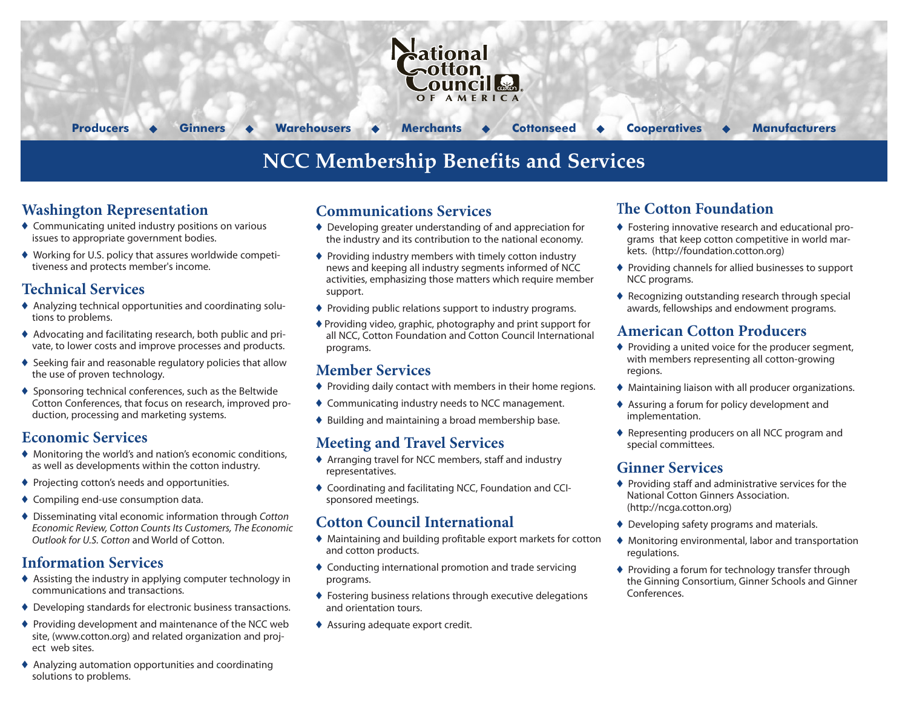National Cotton Council OF AMERICA

Producers ◆ Ginners ◆ Warehousers ◆ Merchants ◆ Cottonseed ◆ Cooperatives ◆ Manufacturers

# NCC Membership Benefits and Services

## Washington Representation

- Communicating united industry positions on various issues to appropriate government bodies.
- Working for U.S. policy that assures worldwide competitiveness and protects member's income.

## Technical Services

- Analyzing technical opportunities and coordinating solutions to problems.
- Advocating and facilitating research, both public and private, to lower costs and improve processes and products.
- Seeking fair and reasonable regulatory policies that allow the use of proven technology.
- Sponsoring technical conferences, such as the Beltwide Cotton Conferences, that focus on research, improved production, processing and marketing systems.

## Economic Services

- Monitoring the world's and nation's economic conditions, as well as developments within the cotton industry.
- Projecting cotton's needs and opportunities.
- Compiling end-use consumption data.
- Disseminating vital economic information through *Cotton Economic Review, Cotton Counts Its Customers, The Economic Outlook for U.S. Cotton* and World of Cotton.

## Information Services

- Assisting the industry in applying computer technology in communications and transactions.
- Developing standards for electronic business transactions.
- Providing development and maintenance of the NCC web site, (www.cotton.org) and related organization and project web sites.
- Analyzing automation opportunities and coordinating solutions to problems.

## Communications Services

- Developing greater understanding of and appreciation for the industry and its contribution to the national economy.
- Providing industry members with timely cotton industry news and keeping all industry segments informed of NCC activities, emphasizing those matters which require member support.
- Providing public relations support to industry programs.
- Providing video, graphic, photography and print support for all NCC, Cotton Foundation and Cotton Council International programs.

## Member Services

- Providing daily contact with members in their home regions.
- Communicating industry needs to NCC management.
- Building and maintaining a broad membership base.

## Meeting and Travel Services

- Arranging travel for NCC members, staff and industry representatives.
- Coordinating and facilitating NCC, Foundation and CCI-sponsored meetings.

## Cotton Council International

- Maintaining and building profitable export markets for cotton and cotton products.
- Conducting international promotion and trade servicing programs.
- Fostering business relations through executive delegations and orientation tours.
- Assuring adequate export credit.

## The Cotton Foundation

- Fostering innovative research and educational programs that keep cotton competitive in world markets. (http://foundation.cotton.org)
- Providing channels for allied businesses to support NCC programs.
- Recognizing outstanding research through special awards, fellowships and endowment programs.

## American Cotton Producers

- Providing a united voice for the producer segment, with members representing all cotton-growing regions.
- Maintaining liaison with all producer organizations.
- Assuring a forum for policy development and implementation.
- Representing producers on all NCC program and special committees.

## Ginner Services

- Providing staff and administrative services for the National Cotton Ginners Association. (http://ncga.cotton.org)
- Developing safety programs and materials.
- Monitoring environmental, labor and transportation regulations.
- Providing a forum for technology transfer through the Ginning Consortium, Ginner Schools and Ginner Conferences.